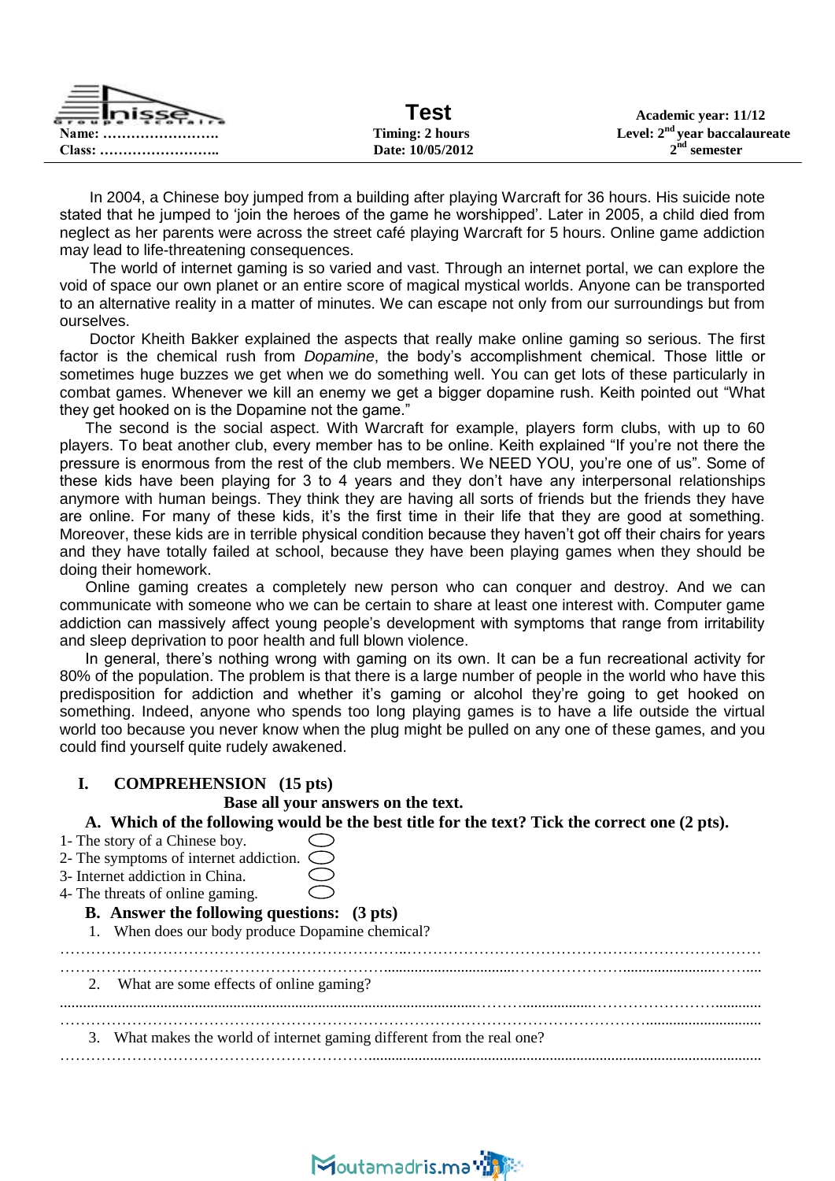| Inisse Groupe Scolaire | **Test** | **Academic year: 11/12** |
|---|---|---|
| **Name: …………………….** | **Timing: 2 hours** | **Level: 2nd year baccalaureate** |
| **Class: ……………………..** | **Date: 10/05/2012** | **2nd semester** |

In 2004, a Chinese boy jumped from a building after playing Warcraft for 36 hours. His suicide note stated that he jumped to 'join the heroes of the game he worshipped'. Later in 2005, a child died from neglect as her parents were across the street café playing Warcraft for 5 hours. Online game addiction may lead to life-threatening consequences.

The world of internet gaming is so varied and vast. Through an internet portal, we can explore the void of space our own planet or an entire score of magical mystical worlds. Anyone can be transported to an alternative reality in a matter of minutes. We can escape not only from our surroundings but from ourselves.

Doctor Kheith Bakker explained the aspects that really make online gaming so serious. The first factor is the chemical rush from *Dopamine*, the body's accomplishment chemical. Those little or sometimes huge buzzes we get when we do something well. You can get lots of these particularly in combat games. Whenever we kill an enemy we get a bigger dopamine rush. Keith pointed out "What they get hooked on is the Dopamine not the game."

The second is the social aspect. With Warcraft for example, players form clubs, with up to 60 players. To beat another club, every member has to be online. Keith explained "If you're not there the pressure is enormous from the rest of the club members. We NEED YOU, you're one of us". Some of these kids have been playing for 3 to 4 years and they don't have any interpersonal relationships anymore with human beings. They think they are having all sorts of friends but the friends they have are online. For many of these kids, it's the first time in their life that they are good at something. Moreover, these kids are in terrible physical condition because they haven't got off their chairs for years and they have totally failed at school, because they have been playing games when they should be doing their homework.

Online gaming creates a completely new person who can conquer and destroy. And we can communicate with someone who we can be certain to share at least one interest with. Computer game addiction can massively affect young people's development with symptoms that range from irritability and sleep deprivation to poor health and full blown violence.

In general, there's nothing wrong with gaming on its own. It can be a fun recreational activity for 80% of the population. The problem is that there is a large number of people in the world who have this predisposition for addiction and whether it's gaming or alcohol they're going to get hooked on something. Indeed, anyone who spends too long playing games is to have a life outside the virtual world too because you never know when the plug might be pulled on any one of these games, and you could find yourself quite rudely awakened.

## I. COMPREHENSION (15 pts)

**Base all your answers on the text.**

### A. Which of the following would be the best title for the text? Tick the correct one (2 pts).

1- The story of a Chinese boy. ◯
2- The symptoms of internet addiction. ◯
3- Internet addiction in China. ◯
4- The threats of online gaming. ◯

### B. Answer the following questions: (3 pts)

1. When does our body produce Dopamine chemical?

……………………………………………………………………………………………………………………
……………………………………………………………………………………………………………………

2. What are some effects of online gaming?

……………………………………………………………………………………………………………………
……………………………………………………………………………………………………………………

3. What makes the world of internet gaming different from the real one?

……………………………………………………………………………………………………………………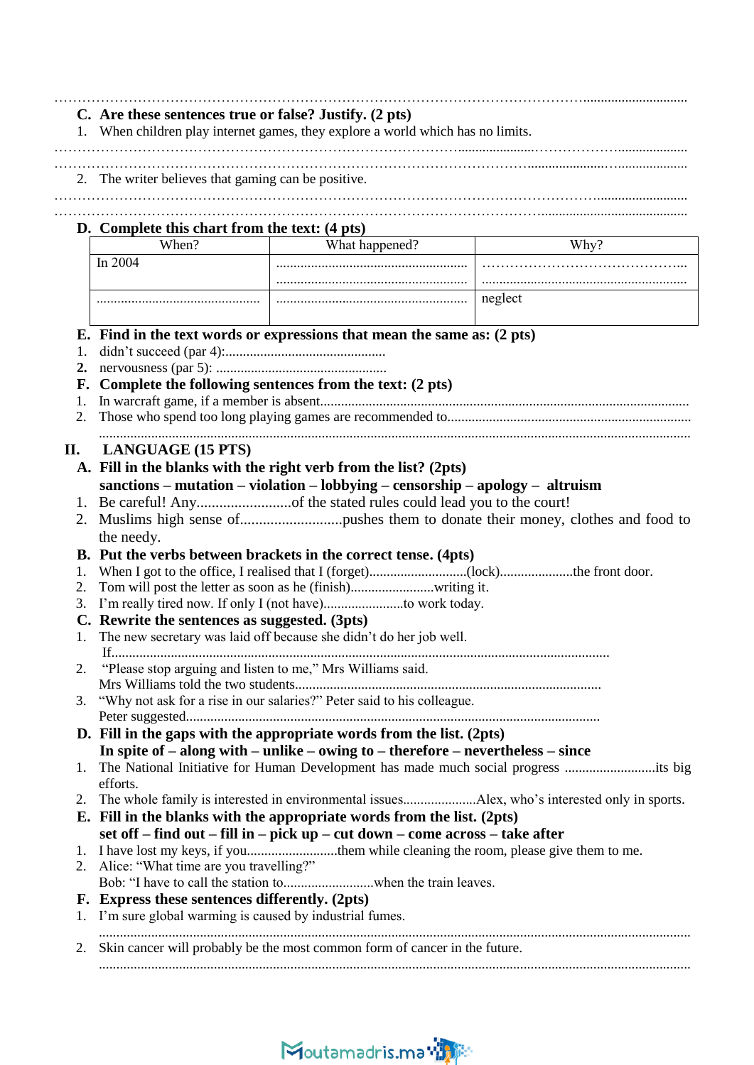…………………………………………………………………………………………………………………………

**C. Are these sentences true or false? Justify. (2 pts)**

1. When children play internet games, they explore a world which has no limits.

…………………………………………………………………………………………………………………………

…………………………………………………………………………………………………………………………

2. The writer believes that gaming can be positive.

…………………………………………………………………………………………………………………………

…………………………………………………………………………………………………………………………

**D. Complete this chart from the text: (4 pts)**

| When? | What happened? | Why? |
|---|---|---|
| In 2004 | ………………………………… ………………………………… | ………………………………… ………………………………… |
| ………………………………… | ………………………………… | neglect |

**E. Find in the text words or expressions that mean the same as: (2 pts)**

1. didn't succeed (par 4):…………………………………
2. nervousness (par 5): …………………………………

**F. Complete the following sentences from the text: (2 pts)**

1. In warcraft game, if a member is absent…………………………………………………………………………
2. Those who spend too long playing games are recommended to……………………………………………………

…………………………………………………………………………………………………………………………

## II. LANGUAGE (15 PTS)

**A. Fill in the blanks with the right verb from the list? (2pts)**

**sanctions – mutation – violation – lobbying – censorship – apology – altruism**

1. Be careful! Any……………………of the stated rules could lead you to the court!
2. Muslims high sense of……………………pushes them to donate their money, clothes and food to the needy.

**B. Put the verbs between brackets in the correct tense. (4pts)**

1. When I got to the office, I realised that I (forget)……………………(lock)………………the front door.
2. Tom will post the letter as soon as he (finish)……………………writing it.
3. I'm really tired now. If only I (not have)……………………to work today.

**C. Rewrite the sentences as suggested. (3pts)**

1. The new secretary was laid off because she didn't do her job well.
   If…………………………………………………………………………………………………………
2. "Please stop arguing and listen to me," Mrs Williams said.
   Mrs Williams told the two students……………………………………………………………………
3. "Why not ask for a rise in our salaries?" Peter said to his colleague.
   Peter suggested…………………………………………………………………………………………

**D. Fill in the gaps with the appropriate words from the list. (2pts)**

**In spite of – along with – unlike – owing to – therefore – nevertheless – since**

1. The National Initiative for Human Development has made much social progress ……………………its big efforts.
2. The whole family is interested in environmental issues………………Alex, who's interested only in sports.

**E. Fill in the blanks with the appropriate words from the list. (2pts)**

**set off – find out – fill in – pick up – cut down – come across – take after**

1. I have lost my keys, if you……………………them while cleaning the room, please give them to me.
2. Alice: "What time are you travelling?"
   Bob: "I have to call the station to……………………when the train leaves.

**F. Express these sentences differently. (2pts)**

1. I'm sure global warming is caused by industrial fumes.

   …………………………………………………………………………………………………………………
2. Skin cancer will probably be the most common form of cancer in the future.

   …………………………………………………………………………………………………………………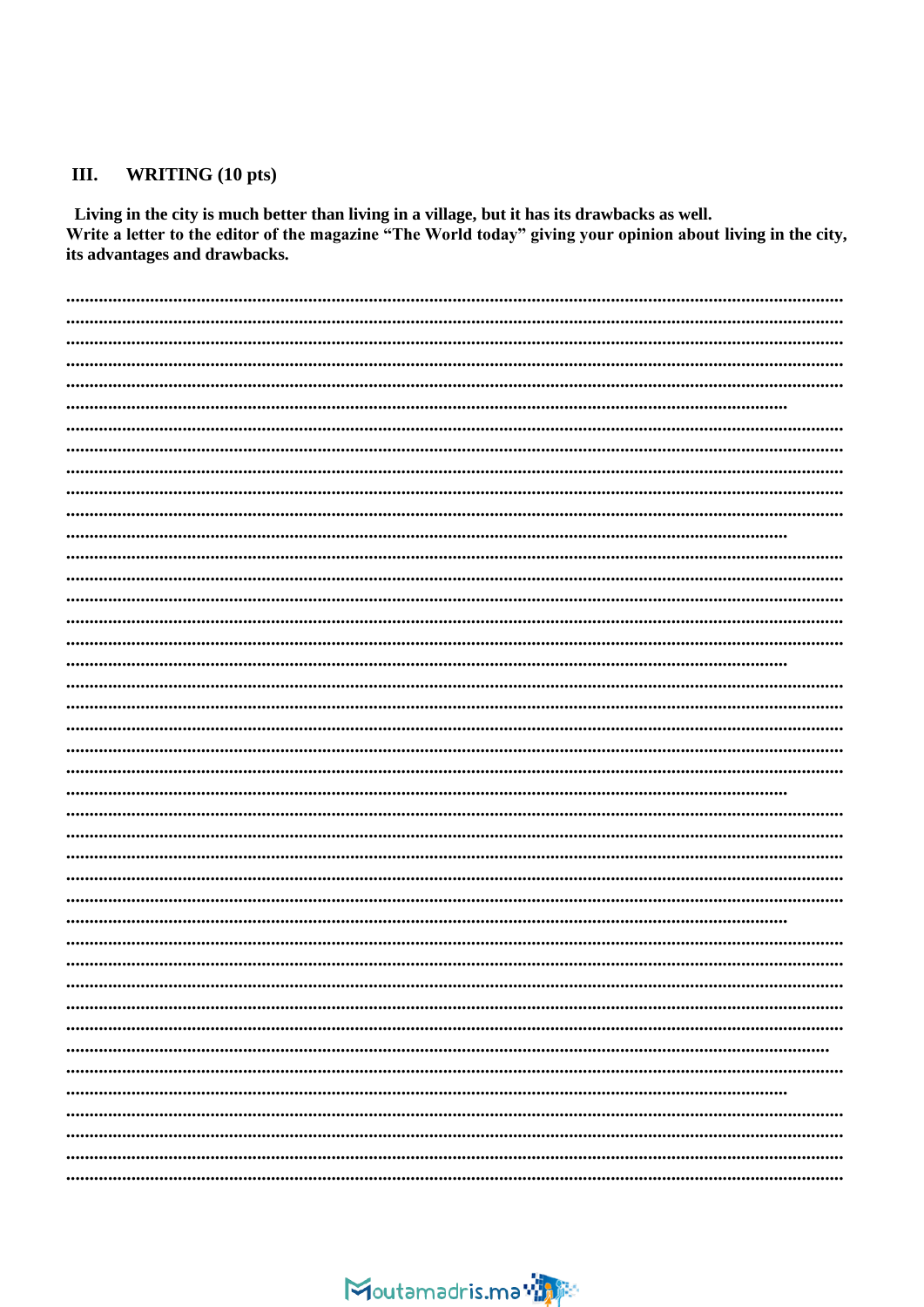## III. WRITING (10 pts)

**Living in the city is much better than living in a village, but it has its drawbacks as well.**
**Write a letter to the editor of the magazine "The World today" giving your opinion about living in the city, its advantages and drawbacks.**

........................................................................................................................................................
........................................................................................................................................................
........................................................................................................................................................
........................................................................................................................................................
........................................................................................................................................................
........................................................................................................................................
........................................................................................................................................................
........................................................................................................................................................
........................................................................................................................................................
........................................................................................................................................................
........................................................................................................................................................
........................................................................................................................................
........................................................................................................................................................
........................................................................................................................................................
........................................................................................................................................................
........................................................................................................................................................
........................................................................................................................................................
........................................................................................................................................
........................................................................................................................................................
........................................................................................................................................................
........................................................................................................................................................
........................................................................................................................................................
........................................................................................................................................................
........................................................................................................................................
........................................................................................................................................................
........................................................................................................................................................
........................................................................................................................................................
........................................................................................................................................................
........................................................................................................................................................
........................................................................................................................................
........................................................................................................................................................
........................................................................................................................................................
........................................................................................................................................................
........................................................................................................................................................
........................................................................................................................................................
................................................................................................................................................
........................................................................................................................................................
........................................................................................................................................
........................................................................................................................................................
........................................................................................................................................................
........................................................................................................................................................
........................................................................................................................................................